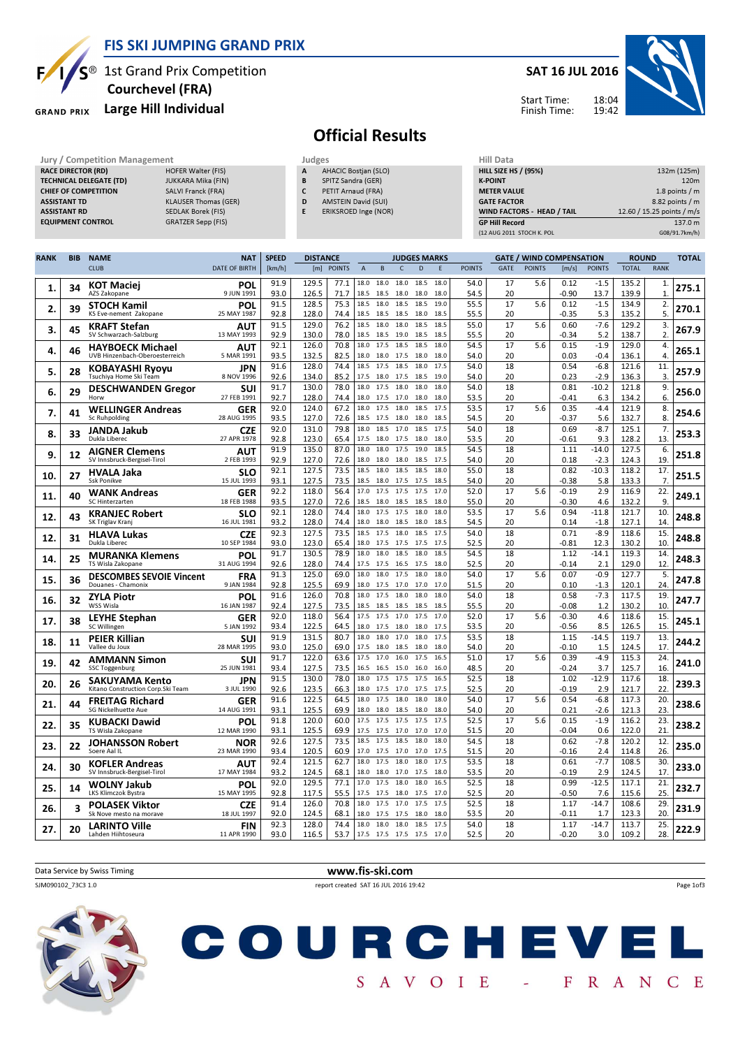# FIS SKI JUMPING GRAND PRIX

## 1st Grand Prix Competition
## Courchevel (FRA)
## Large Hill Individual

**SAT 16 JUL 2016**

Start Time: 18:04
Finish Time: 19:42

# Official Results

| Jury / Competition Management | |
|---|---|
| RACE DIRECTOR (RD) | HOFER Walter (FIS) |
| TECHNICAL DELEGATE (TD) | JUKKARA Mika (FIN) |
| CHIEF OF COMPETITION | SALVI Franck (FRA) |
| ASSISTANT TD | KLAUSER Thomas (GER) |
| ASSISTANT RD | SEDLAK Borek (FIS) |
| EQUIPMENT CONTROL | GRATZER Sepp (FIS) |

| Judges | |
|---|---|
| A | AHACIC Bostjan (SLO) |
| B | SPITZ Sandra (GER) |
| C | PETIT Arnaud (FRA) |
| D | AMSTEIN David (SUI) |
| E | ERIKSROED Inge (NOR) |

| Hill Data | |
|---|---|
| HILL SIZE HS / (95%) | 132m (125m) |
| K-POINT | 120m |
| METER VALUE | 1.8 points / m |
| GATE FACTOR | 8.82 points / m |
| WIND FACTORS - HEAD / TAIL | 12.60 / 15.25 points / m/s |
| GP Hill Record | 137.0 m |
| (12 AUG 2011 STOCH K. POL | G08/91.7km/h) |

| RANK | BIB | NAME / CLUB | NAT / DATE OF BIRTH | SPEED [km/h] | DISTANCE [m] | DISTANCE POINTS | A | B | C | D | E | JUDGES POINTS | GATE | GATE POINTS | WIND [m/s] | WIND POINTS | ROUND TOTAL | ROUND RANK | TOTAL |
|---|---|---|---|---|---|---|---|---|---|---|---|---|---|---|---|---|---|---|---|
| 1. | 34 | KOT Maciej | POL | 91.9 | 129.5 | 77.1 | 18.0 | 18.0 | 18.0 | 18.5 | 18.0 | 54.0 | 17 | 5.6 | 0.12 | -1.5 | 135.2 | 1. | 275.1 |
| | | AZS Zakopane | 9 JUN 1991 | 93.0 | 126.5 | 71.7 | 18.5 | 18.5 | 18.0 | 18.0 | 18.0 | 54.5 | 20 | | -0.90 | 13.7 | 139.9 | 1. | |
| 2. | 39 | STOCH Kamil | POL | 91.5 | 128.5 | 75.3 | 18.5 | 18.0 | 18.5 | 18.5 | 19.0 | 55.5 | 17 | 5.6 | 0.12 | -1.5 | 134.9 | 2. | 270.1 |
| | | KS Eve-nement Zakopane | 25 MAY 1987 | 92.8 | 128.0 | 74.4 | 18.5 | 18.5 | 19.0 | 18.5 | 18.5 | 55.5 | 20 | | -0.35 | 5.3 | 135.2 | 5. | |
| 3. | 45 | KRAFT Stefan | AUT | 91.5 | 129.0 | 76.2 | 18.5 | 18.0 | 18.0 | 18.5 | 18.5 | 55.0 | 17 | 5.6 | 0.60 | -7.6 | 129.2 | 3. | 267.9 |
| | | SV Schwarzach-Salzburg | 13 MAY 1993 | 92.9 | 130.0 | 78.0 | 18.5 | 18.5 | 18.5 | 18.5 | 18.5 | 55.5 | 20 | | -0.34 | 5.2 | 138.7 | 2. | |
| 4. | 46 | HAYBOECK Michael | AUT | 92.1 | 126.0 | 70.8 | 18.0 | 17.5 | 18.5 | 18.5 | 18.0 | 54.5 | 17 | 5.6 | 0.15 | -1.9 | 129.0 | 4. | 265.1 |
| | | UVB Hinzenbach-Oberoesterreich | 5 MAR 1991 | 93.5 | 132.5 | 82.5 | 18.0 | 18.0 | 17.5 | 18.0 | 18.0 | 54.0 | 20 | | 0.03 | -0.4 | 136.1 | 4. | |
| 5. | 28 | KOBAYASHI Ryoyu | JPN | 91.6 | 128.0 | 74.4 | 18.5 | 17.5 | 18.5 | 18.0 | 17.5 | 54.0 | 18 | | 0.54 | -6.8 | 121.6 | 11. | 257.9 |
| | | Tsuchiya Home Ski Team | 8 NOV 1996 | 92.6 | 134.0 | 85.2 | 17.5 | 18.0 | 17.5 | 18.5 | 19.0 | 54.0 | 20 | | 0.23 | -2.9 | 136.3 | 3. | |
| 6. | 29 | DESCHWANDEN Gregor | SUI | 91.7 | 130.0 | 78.0 | 18.0 | 17.5 | 18.0 | 18.0 | 18.0 | 54.0 | 18 | | 0.81 | -10.2 | 121.8 | 9. | 256.0 |
| | | Horw | 27 FEB 1991 | 92.7 | 128.0 | 74.4 | 18.0 | 17.5 | 17.0 | 18.0 | 18.0 | 53.5 | 20 | | -0.41 | 6.3 | 134.2 | 6. | |
| 7. | 41 | WELLINGER Andreas | GER | 92.0 | 124.0 | 67.2 | 18.0 | 17.5 | 18.0 | 18.5 | 17.5 | 53.5 | 17 | 5.6 | 0.35 | -4.4 | 121.9 | 8. | 254.6 |
| | | Sc Ruhpolding | 28 AUG 1995 | 93.5 | 127.0 | 72.6 | 18.5 | 17.5 | 18.0 | 18.0 | 18.5 | 54.5 | 20 | | -0.37 | 5.6 | 132.7 | 8. | |
| 8. | 33 | JANDA Jakub | CZE | 92.0 | 131.0 | 79.8 | 18.0 | 18.5 | 17.0 | 18.5 | 17.5 | 54.0 | 18 | | 0.69 | -8.7 | 125.1 | 7. | 253.3 |
| | | Dukla Liberec | 27 APR 1978 | 92.8 | 123.0 | 65.4 | 17.5 | 18.0 | 17.5 | 18.0 | 18.0 | 53.5 | 20 | | -0.61 | 9.3 | 128.2 | 13. | |
| 9. | 12 | AIGNER Clemens | AUT | 91.9 | 135.0 | 87.0 | 18.0 | 18.0 | 17.5 | 19.0 | 18.5 | 54.5 | 18 | | 1.11 | -14.0 | 127.5 | 6. | 251.8 |
| | | SV Innsbruck-Bergisel-Tirol | 2 FEB 1993 | 92.9 | 127.0 | 72.6 | 18.0 | 18.0 | 18.0 | 18.5 | 17.5 | 54.0 | 20 | | 0.18 | -2.3 | 124.3 | 19. | |
| 10. | 27 | HVALA Jaka | SLO | 92.1 | 127.5 | 73.5 | 18.5 | 18.0 | 18.5 | 18.5 | 18.0 | 55.0 | 18 | | 0.82 | -10.3 | 118.2 | 17. | 251.5 |
| | | Ssk Ponikve | 15 JUL 1993 | 93.1 | 127.5 | 73.5 | 18.5 | 18.0 | 17.5 | 17.5 | 18.5 | 54.0 | 20 | | -0.38 | 5.8 | 133.3 | 7. | |
| 11. | 40 | WANK Andreas | GER | 92.2 | 118.0 | 56.4 | 17.0 | 17.5 | 17.5 | 17.5 | 17.0 | 52.0 | 17 | 5.6 | -0.19 | 2.9 | 116.9 | 22. | 249.1 |
| | | SC Hinterzarten | 18 FEB 1988 | 93.5 | 127.0 | 72.6 | 18.5 | 18.0 | 18.5 | 18.5 | 18.0 | 55.0 | 20 | | -0.30 | 4.6 | 132.2 | 9. | |
| 12. | 43 | KRANJEC Robert | SLO | 92.1 | 128.0 | 74.4 | 18.0 | 17.5 | 17.5 | 18.0 | 18.0 | 53.5 | 17 | 5.6 | 0.94 | -11.8 | 121.7 | 10. | 248.8 |
| | | SK Triglav Kranj | 16 JUL 1981 | 93.2 | 128.0 | 74.4 | 18.0 | 18.0 | 18.5 | 18.0 | 18.5 | 54.5 | 20 | | 0.14 | -1.8 | 127.1 | 14. | |
| 12. | 31 | HLAVA Lukas | CZE | 92.3 | 127.5 | 73.5 | 18.5 | 17.5 | 18.0 | 18.5 | 17.5 | 54.0 | 18 | | 0.71 | -8.9 | 118.6 | 15. | 248.8 |
| | | Dukla Liberec | 10 SEP 1984 | 93.0 | 123.0 | 65.4 | 18.0 | 17.5 | 17.5 | 17.5 | 17.5 | 52.5 | 20 | | -0.81 | 12.3 | 130.2 | 10. | |
| 14. | 25 | MURANKA Klemens | POL | 91.7 | 130.5 | 78.9 | 18.0 | 18.0 | 18.5 | 18.0 | 18.5 | 54.5 | 18 | | 1.12 | -14.1 | 119.3 | 14. | 248.3 |
| | | TS Wisla Zakopane | 31 AUG 1994 | 92.6 | 128.0 | 74.4 | 17.5 | 17.5 | 16.5 | 17.5 | 18.0 | 52.5 | 20 | | -0.14 | 2.1 | 129.0 | 12. | |
| 15. | 36 | DESCOMBES SEVOIE Vincent | FRA | 91.3 | 125.0 | 69.0 | 18.0 | 18.0 | 17.5 | 18.0 | 18.0 | 54.0 | 17 | 5.6 | 0.07 | -0.9 | 127.7 | 5. | 247.8 |
| | | Douanes - Chamonix | 9 JAN 1984 | 92.8 | 125.5 | 69.9 | 18.0 | 17.5 | 17.0 | 17.0 | 17.0 | 51.5 | 20 | | 0.10 | -1.3 | 120.1 | 24. | |
| 16. | 32 | ZYLA Piotr | POL | 91.6 | 126.0 | 70.8 | 18.0 | 17.5 | 18.0 | 18.0 | 18.0 | 54.0 | 18 | | 0.58 | -7.3 | 117.5 | 19. | 247.7 |
| | | WSS Wisla | 16 JAN 1987 | 92.4 | 127.5 | 73.5 | 18.5 | 18.5 | 18.5 | 18.5 | 18.5 | 55.5 | 20 | | -0.08 | 1.2 | 130.2 | 10. | |
| 17. | 38 | LEYHE Stephan | GER | 92.0 | 118.0 | 56.4 | 17.5 | 17.5 | 17.0 | 17.5 | 17.0 | 52.0 | 17 | 5.6 | -0.30 | 4.6 | 118.6 | 15. | 245.1 |
| | | SC Willingen | 5 JAN 1992 | 93.4 | 122.5 | 64.5 | 18.0 | 17.5 | 18.0 | 18.0 | 17.5 | 53.5 | 20 | | -0.56 | 8.5 | 126.5 | 15. | |
| 18. | 11 | PEIER Killian | SUI | 91.9 | 131.5 | 80.7 | 18.0 | 18.0 | 17.0 | 18.0 | 17.5 | 53.5 | 18 | | 1.15 | -14.5 | 119.7 | 13. | 244.2 |
| | | Vallee du Joux | 28 MAR 1995 | 93.0 | 125.0 | 69.0 | 17.5 | 18.0 | 18.5 | 18.0 | 18.0 | 54.0 | 20 | | -0.10 | 1.5 | 124.5 | 17. | |
| 19. | 42 | AMMANN Simon | SUI | 91.7 | 122.0 | 63.6 | 17.5 | 17.0 | 16.0 | 17.5 | 16.5 | 51.0 | 17 | 5.6 | 0.39 | -4.9 | 115.3 | 24. | 241.0 |
| | | SSC Toggenburg | 25 JUN 1981 | 93.4 | 127.5 | 73.5 | 16.5 | 16.5 | 15.0 | 16.0 | 16.0 | 48.5 | 20 | | -0.24 | 3.7 | 125.7 | 16. | |
| 20. | 26 | SAKUYAMA Kento | JPN | 91.5 | 130.0 | 78.0 | 18.0 | 17.5 | 17.5 | 17.5 | 16.5 | 52.5 | 18 | | 1.02 | -12.9 | 117.6 | 18. | 239.3 |
| | | Kitano Construction Corp.Ski Team | 3 JUL 1990 | 92.6 | 123.5 | 66.3 | 18.0 | 17.5 | 17.0 | 17.5 | 17.5 | 52.5 | 20 | | -0.19 | 2.9 | 121.7 | 22. | |
| 21. | 44 | FREITAG Richard | GER | 91.6 | 122.5 | 64.5 | 18.0 | 17.5 | 18.0 | 18.0 | 18.0 | 54.0 | 17 | 5.6 | 0.54 | -6.8 | 117.3 | 20. | 238.6 |
| | | SG Nickelhuette Aue | 14 AUG 1991 | 93.1 | 125.5 | 69.9 | 18.0 | 18.0 | 18.5 | 18.0 | 18.0 | 54.0 | 20 | | 0.21 | -2.6 | 121.3 | 23. | |
| 22. | 35 | KUBACKI Dawid | POL | 91.8 | 120.0 | 60.0 | 17.5 | 17.5 | 17.5 | 17.5 | 17.5 | 52.5 | 17 | 5.6 | 0.15 | -1.9 | 116.2 | 23. | 238.2 |
| | | TS Wisla Zakopane | 12 MAR 1990 | 93.1 | 125.5 | 69.9 | 17.5 | 17.5 | 17.0 | 17.0 | 17.0 | 51.5 | 20 | | -0.04 | 0.6 | 122.0 | 21. | |
| 23. | 22 | JOHANSSON Robert | NOR | 92.6 | 127.5 | 73.5 | 18.5 | 17.5 | 18.5 | 18.0 | 18.0 | 54.5 | 18 | | 0.62 | -7.8 | 120.2 | 12. | 235.0 |
| | | Soere Aal IL | 23 MAR 1990 | 93.4 | 120.5 | 60.9 | 17.0 | 17.5 | 17.0 | 17.0 | 17.5 | 51.5 | 20 | | -0.16 | 2.4 | 114.8 | 26. | |
| 24. | 30 | KOFLER Andreas | AUT | 92.4 | 121.5 | 62.7 | 18.0 | 17.5 | 18.0 | 18.0 | 17.5 | 53.5 | 18 | | 0.61 | -7.7 | 108.5 | 30. | 233.0 |
| | | SV Innsbruck-Bergisel-Tirol | 17 MAY 1984 | 93.2 | 124.5 | 68.1 | 18.0 | 18.0 | 17.0 | 17.5 | 18.0 | 53.5 | 20 | | -0.19 | 2.9 | 124.5 | 17. | |
| 25. | 14 | WOLNY Jakub | POL | 92.0 | 129.5 | 77.1 | 17.0 | 17.5 | 18.0 | 18.0 | 16.5 | 52.5 | 18 | | 0.99 | -12.5 | 117.1 | 21. | 232.7 |
| | | LKS Klimczok Bystra | 15 MAY 1995 | 92.8 | 117.5 | 55.5 | 17.5 | 17.5 | 18.0 | 17.5 | 17.0 | 52.5 | 20 | | -0.50 | 7.6 | 115.6 | 25. | |
| 26. | 3 | POLASEK Viktor | CZE | 91.4 | 126.0 | 70.8 | 18.0 | 17.5 | 17.0 | 17.5 | 17.5 | 52.5 | 18 | | 1.17 | -14.7 | 108.6 | 29. | 231.9 |
| | | Sk Nove mesto na morave | 18 JUL 1997 | 92.0 | 124.5 | 68.1 | 18.0 | 17.5 | 17.5 | 18.0 | 18.0 | 53.5 | 20 | | -0.11 | 1.7 | 123.3 | 20. | |
| 27. | 20 | LARINTO Ville | FIN | 92.3 | 128.0 | 74.4 | 18.0 | 18.0 | 18.0 | 18.5 | 17.5 | 54.0 | 18 | | 1.17 | -14.7 | 113.7 | 25. | 222.9 |
| | | Lahden Hiihtoseura | 11 APR 1990 | 93.0 | 116.5 | 53.7 | 17.5 | 17.5 | 17.5 | 17.5 | 17.0 | 52.5 | 20 | | -0.20 | 3.0 | 109.2 | 28. | |

Data Service by Swiss Timing

www.fis-ski.com

SJM090102_73C3 1.0 report created SAT 16 JUL 2016 19:42

COURCHEVEL SAVOIE - FRANCE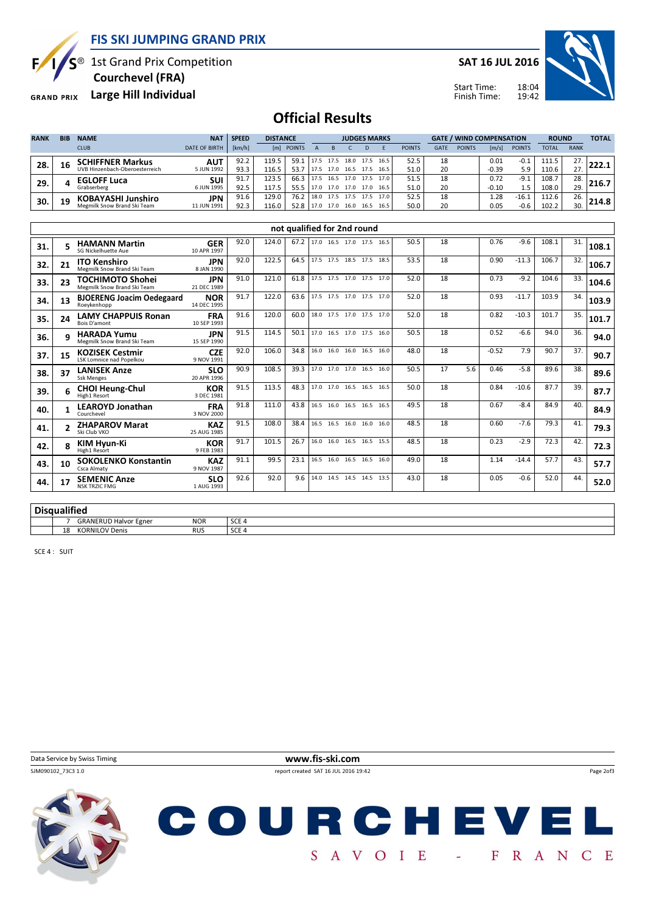# FIS SKI JUMPING GRAND PRIX

1st Grand Prix Competition
**Courchevel (FRA)**
**Large Hill Individual**

**SAT 16 JUL 2016**

Start Time: 18:04
Finish Time: 19:42

## Official Results

| RANK | BIB | NAME / CLUB | NAT / DATE OF BIRTH | SPEED [km/h] | DISTANCE [m] | DISTANCE POINTS | JUDGES A | B | C | D | E | JUDGES POINTS | GATE | GATE POINTS | WIND [m/s] | WIND POINTS | ROUND TOTAL | ROUND RANK | TOTAL |
|---|---|---|---|---|---|---|---|---|---|---|---|---|---|---|---|---|---|---|---|
| 28. | 16 | **SCHIFFNER Markus** UVB Hinzenbach-Oberoesterreich | **AUT** 5 JUN 1992 | 92.2 | 119.5 | 59.1 | 17.5 | 17.5 | 18.0 | 17.5 | 16.5 | 52.5 | 18 | | 0.01 | -0.1 | 111.5 | 27. | **222.1** |
| | | | | 93.3 | 116.5 | 53.7 | 17.5 | 17.0 | 16.5 | 17.5 | 16.5 | 51.0 | 20 | | -0.39 | 5.9 | 110.6 | 27. | |
| 29. | 4 | **EGLOFF Luca** Grabserberg | **SUI** 6 JUN 1995 | 91.7 | 123.5 | 66.3 | 17.5 | 16.5 | 17.0 | 17.5 | 17.0 | 51.5 | 18 | | 0.72 | -9.1 | 108.7 | 28. | **216.7** |
| | | | | 92.5 | 117.5 | 55.5 | 17.0 | 17.0 | 17.0 | 17.0 | 16.5 | 51.0 | 20 | | -0.10 | 1.5 | 108.0 | 29. | |
| 30. | 19 | **KOBAYASHI Junshiro** Megmilk Snow Brand Ski Team | **JPN** 11 JUN 1991 | 91.6 | 129.0 | 76.2 | 18.0 | 17.5 | 17.5 | 17.5 | 17.0 | 52.5 | 18 | | 1.28 | -16.1 | 112.6 | 26. | **214.8** |
| | | | | 92.3 | 116.0 | 52.8 | 17.0 | 17.0 | 16.0 | 16.5 | 16.5 | 50.0 | 20 | | 0.05 | -0.6 | 102.2 | 30. | |

### not qualified for 2nd round

| RANK | BIB | NAME / CLUB | NAT / DATE OF BIRTH | SPEED [km/h] | DISTANCE [m] | DISTANCE POINTS | JUDGES A | B | C | D | E | JUDGES POINTS | GATE | GATE POINTS | WIND [m/s] | WIND POINTS | ROUND TOTAL | ROUND RANK | TOTAL |
|---|---|---|---|---|---|---|---|---|---|---|---|---|---|---|---|---|---|---|---|
| 31. | 5 | **HAMANN Martin** SG Nickelhuette Aue | **GER** 10 APR 1997 | 92.0 | 124.0 | 67.2 | 17.0 | 16.5 | 17.0 | 17.5 | 16.5 | 50.5 | 18 | | 0.76 | -9.6 | 108.1 | 31. | **108.1** |
| 32. | 21 | **ITO Kenshiro** Megmilk Snow Brand Ski Team | **JPN** 8 JAN 1990 | 92.0 | 122.5 | 64.5 | 17.5 | 17.5 | 18.5 | 17.5 | 18.5 | 53.5 | 18 | | 0.90 | -11.3 | 106.7 | 32. | **106.7** |
| 33. | 23 | **TOCHIMOTO Shohei** Megmilk Snow Brand Ski Team | **JPN** 21 DEC 1989 | 91.0 | 121.0 | 61.8 | 17.5 | 17.5 | 17.0 | 17.5 | 17.0 | 52.0 | 18 | | 0.73 | -9.2 | 104.6 | 33. | **104.6** |
| 34. | 13 | **BJOERENG Joacim Oedegaard** Roeykenhopp | **NOR** 14 DEC 1995 | 91.7 | 122.0 | 63.6 | 17.5 | 17.5 | 17.0 | 17.5 | 17.0 | 52.0 | 18 | | 0.93 | -11.7 | 103.9 | 34. | **103.9** |
| 35. | 24 | **LAMY CHAPPUIS Ronan** Bois D'amont | **FRA** 10 SEP 1993 | 91.6 | 120.0 | 60.0 | 18.0 | 17.5 | 17.0 | 17.5 | 17.0 | 52.0 | 18 | | 0.82 | -10.3 | 101.7 | 35. | **101.7** |
| 36. | 9 | **HARADA Yumu** Megmilk Snow Brand Ski Team | **JPN** 15 SEP 1990 | 91.5 | 114.5 | 50.1 | 17.0 | 16.5 | 17.0 | 17.5 | 16.0 | 50.5 | 18 | | 0.52 | -6.6 | 94.0 | 36. | **94.0** |
| 37. | 15 | **KOZISEK Cestmir** LSK Lomnice nad Popelkou | **CZE** 9 NOV 1991 | 92.0 | 106.0 | 34.8 | 16.0 | 16.0 | 16.0 | 16.5 | 16.0 | 48.0 | 18 | | -0.52 | 7.9 | 90.7 | 37. | **90.7** |
| 38. | 37 | **LANISEK Anze** Ssk Menges | **SLO** 20 APR 1996 | 90.9 | 108.5 | 39.3 | 17.0 | 17.0 | 17.0 | 16.5 | 16.0 | 50.5 | 17 | 5.6 | 0.46 | -5.8 | 89.6 | 38. | **89.6** |
| 39. | 6 | **CHOI Heung-Chul** High1 Resort | **KOR** 3 DEC 1981 | 91.5 | 113.5 | 48.3 | 17.0 | 17.0 | 16.5 | 16.5 | 16.5 | 50.0 | 18 | | 0.84 | -10.6 | 87.7 | 39. | **87.7** |
| 40. | 1 | **LEAROYD Jonathan** Courchevel | **FRA** 3 NOV 2000 | 91.8 | 111.0 | 43.8 | 16.5 | 16.0 | 16.5 | 16.5 | 16.5 | 49.5 | 18 | | 0.67 | -8.4 | 84.9 | 40. | **84.9** |
| 41. | 2 | **ZHAPAROV Marat** Ski Club VKO | **KAZ** 25 AUG 1985 | 91.5 | 108.0 | 38.4 | 16.5 | 16.5 | 16.0 | 16.0 | 16.0 | 48.5 | 18 | | 0.60 | -7.6 | 79.3 | 41. | **79.3** |
| 42. | 8 | **KIM Hyun-Ki** High1 Resort | **KOR** 9 FEB 1983 | 91.7 | 101.5 | 26.7 | 16.0 | 16.0 | 16.5 | 16.5 | 15.5 | 48.5 | 18 | | 0.23 | -2.9 | 72.3 | 42. | **72.3** |
| 43. | 10 | **SOKOLENKO Konstantin** Csca Almaty | **KAZ** 9 NOV 1987 | 91.1 | 99.5 | 23.1 | 16.5 | 16.0 | 16.5 | 16.5 | 16.0 | 49.0 | 18 | | 1.14 | -14.4 | 57.7 | 43. | **57.7** |
| 44. | 17 | **SEMENIC Anze** NSK TRZIC FMG | **SLO** 1 AUG 1993 | 92.6 | 92.0 | 9.6 | 14.0 | 14.5 | 14.5 | 14.5 | 13.5 | 43.0 | 18 | | 0.05 | -0.6 | 52.0 | 44. | **52.0** |

### Disqualified

| | BIB | NAME | NAT | REASON |
|---|---|---|---|---|
| | 7 | GRANERUD Halvor Egner | NOR | SCE 4 |
| | 18 | KORNILOV Denis | RUS | SCE 4 |

SCE 4 : SUIT

Data Service by Swiss Timing

www.fis-ski.com

SJM090102_73C3 1.0

report created SAT 16 JUL 2016 19:42

COURCHEVEL SAVOIE - FRANCE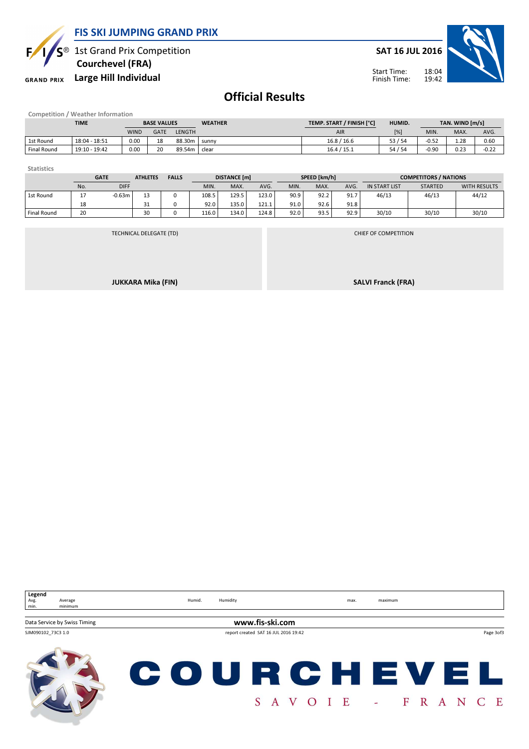# FIS SKI JUMPING GRAND PRIX

1st Grand Prix Competition
**Courchevel (FRA)**
**Large Hill Individual**

**SAT 16 JUL 2016**

Start Time: 18:04
Finish Time: 19:42

## Official Results

Competition / Weather Information

| | TIME | BASE VALUES | | | WEATHER | TEMP. START / FINISH [°C] | HUMID. | TAN. WIND [m/s] | | |
|---|---|---|---|---|---|---|---|---|---|---|
| | | WIND | GATE | LENGTH | | AIR | [%] | MIN. | MAX. | AVG. |
| 1st Round | 18:04 - 18:51 | 0.00 | 18 | 88.30m | sunny | 16.8 / 16.6 | 53 / 54 | -0.52 | 1.28 | 0.60 |
| Final Round | 19:10 - 19:42 | 0.00 | 20 | 89.54m | clear | 16.4 / 15.1 | 54 / 54 | -0.90 | 0.23 | -0.22 |

Statistics

| | GATE | | ATHLETES | FALLS | DISTANCE [m] | | | SPEED [km/h] | | | COMPETITORS / NATIONS | | |
|---|---|---|---|---|---|---|---|---|---|---|---|---|---|
| | No. | DIFF | | | MIN. | MAX. | AVG. | MIN. | MAX. | AVG. | IN START LIST | STARTED | WITH RESULTS |
| 1st Round | 17 | -0.63m | 13 | 0 | 108.5 | 129.5 | 123.0 | 90.9 | 92.2 | 91.7 | 46/13 | 46/13 | 44/12 |
| | 18 | | 31 | 0 | 92.0 | 135.0 | 121.1 | 91.0 | 92.6 | 91.8 | | | |
| Final Round | 20 | | 30 | 0 | 116.0 | 134.0 | 124.8 | 92.0 | 93.5 | 92.9 | 30/10 | 30/10 | 30/10 |

TECHNICAL DELEGATE (TD)

**JUKKARA Mika (FIN)**

CHIEF OF COMPETITION

**SALVI Franck (FRA)**

| Legend | | | | | |
|---|---|---|---|---|---|
| Avg. | Average | Humid. | Humidity | max. | maximum |
| min. | minimum | | | | |

Data Service by Swiss Timing

www.fis-ski.com

SJM090102_73C3 1.0

report created SAT 16 JUL 2016 19:42

COURCHEVEL
SAVOIE - FRANCE